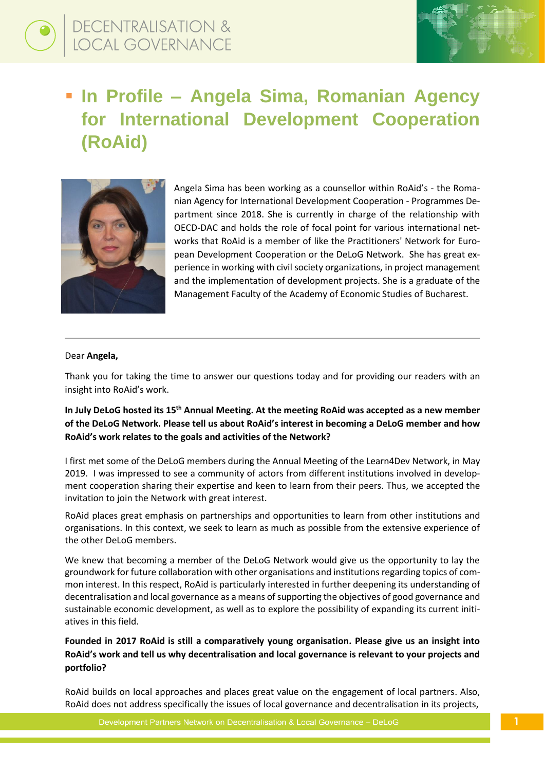# In Profile – Angela Sima, Romanian Agency for International Development Cooperation (RoAid)

Angela Sima has been working as a counsellor within RoAid's - the Romanian Agency for International Development Cooperation - Programmes Department since 2018. She is currently in charge of the relationship with OECD-DAC and holds the role of focal point for various international networks that RoAid is a member of like the Practitioners' Network for European Development Cooperation or the DeLoG Network. She has great experience in working with civil society organizations, in project management and the implementation of development projects. She is a graduate of the Management Faculty of the Academy of Economic Studies of Bucharest.

---

Dear **Angela,**

Thank you for taking the time to answer our questions today and for providing our readers with an insight into RoAid's work.

**In July DeLoG hosted its 15th Annual Meeting. At the meeting RoAid was accepted as a new member of the DeLoG Network. Please tell us about RoAid's interest in becoming a DeLoG member and how RoAid's work relates to the goals and activities of the Network?**

I first met some of the DeLoG members during the Annual Meeting of the Learn4Dev Network, in May 2019. I was impressed to see a community of actors from different institutions involved in development cooperation sharing their expertise and keen to learn from their peers. Thus, we accepted the invitation to join the Network with great interest.

RoAid places great emphasis on partnerships and opportunities to learn from other institutions and organisations. In this context, we seek to learn as much as possible from the extensive experience of the other DeLoG members.

We knew that becoming a member of the DeLoG Network would give us the opportunity to lay the groundwork for future collaboration with other organisations and institutions regarding topics of common interest. In this respect, RoAid is particularly interested in further deepening its understanding of decentralisation and local governance as a means of supporting the objectives of good governance and sustainable economic development, as well as to explore the possibility of expanding its current initiatives in this field.

**Founded in 2017 RoAid is still a comparatively young organisation. Please give us an insight into RoAid's work and tell us why decentralisation and local governance is relevant to your projects and portfolio?**

RoAid builds on local approaches and places great value on the engagement of local partners. Also, RoAid does not address specifically the issues of local governance and decentralisation in its projects,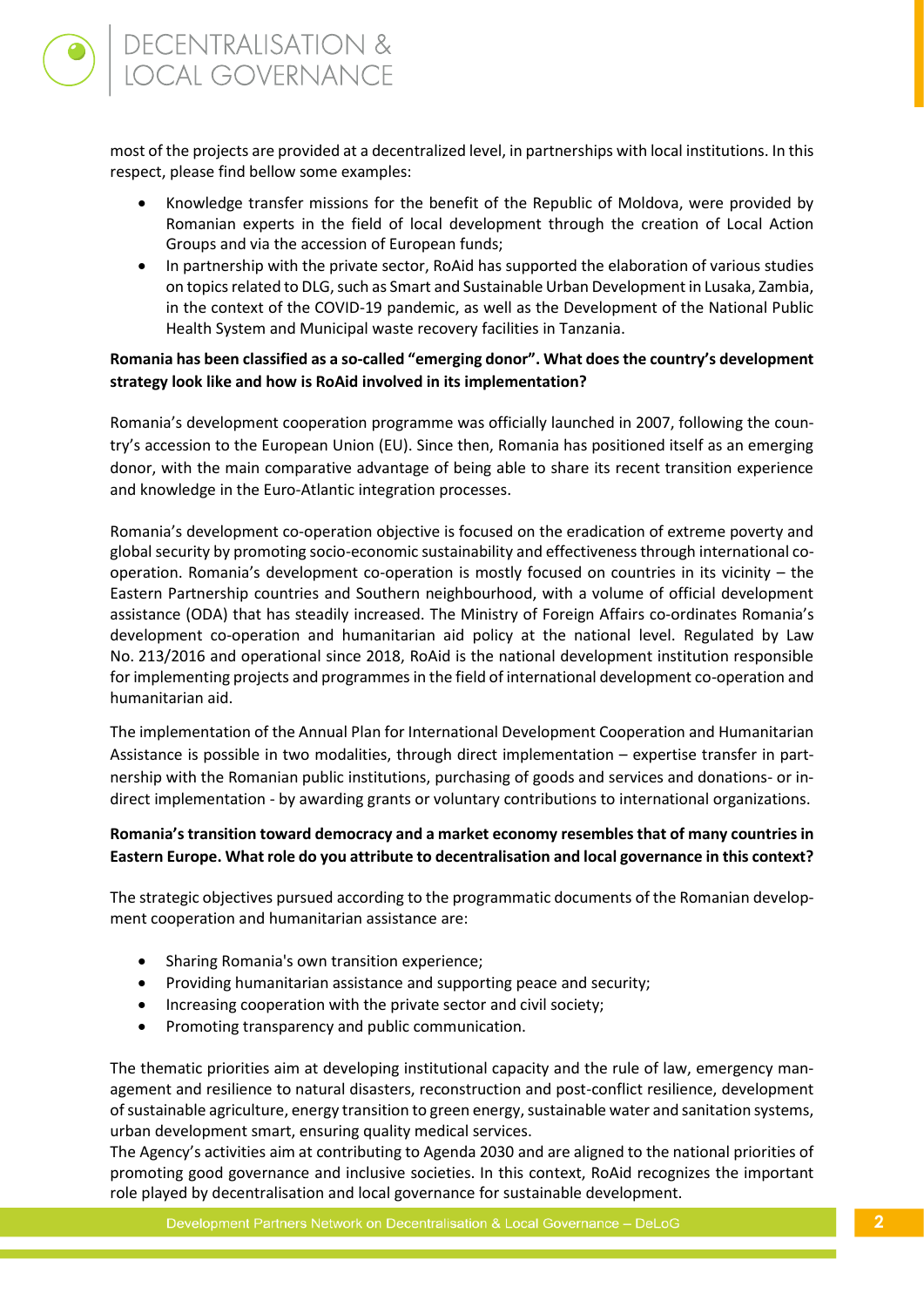most of the projects are provided at a decentralized level, in partnerships with local institutions. In this respect, please find bellow some examples:

- Knowledge transfer missions for the benefit of the Republic of Moldova, were provided by Romanian experts in the field of local development through the creation of Local Action Groups and via the accession of European funds;
- In partnership with the private sector, RoAid has supported the elaboration of various studies on topics related to DLG, such as Smart and Sustainable Urban Development in Lusaka, Zambia, in the context of the COVID-19 pandemic, as well as the Development of the National Public Health System and Municipal waste recovery facilities in Tanzania.

**Romania has been classified as a so-called "emerging donor". What does the country's development strategy look like and how is RoAid involved in its implementation?**

Romania's development cooperation programme was officially launched in 2007, following the country's accession to the European Union (EU). Since then, Romania has positioned itself as an emerging donor, with the main comparative advantage of being able to share its recent transition experience and knowledge in the Euro-Atlantic integration processes.

Romania's development co-operation objective is focused on the eradication of extreme poverty and global security by promoting socio-economic sustainability and effectiveness through international co-operation. Romania's development co-operation is mostly focused on countries in its vicinity – the Eastern Partnership countries and Southern neighbourhood, with a volume of official development assistance (ODA) that has steadily increased. The Ministry of Foreign Affairs co-ordinates Romania's development co-operation and humanitarian aid policy at the national level. Regulated by Law No. 213/2016 and operational since 2018, RoAid is the national development institution responsible for implementing projects and programmes in the field of international development co-operation and humanitarian aid.

The implementation of the Annual Plan for International Development Cooperation and Humanitarian Assistance is possible in two modalities, through direct implementation – expertise transfer in partnership with the Romanian public institutions, purchasing of goods and services and donations- or indirect implementation - by awarding grants or voluntary contributions to international organizations.

**Romania's transition toward democracy and a market economy resembles that of many countries in Eastern Europe. What role do you attribute to decentralisation and local governance in this context?**

The strategic objectives pursued according to the programmatic documents of the Romanian development cooperation and humanitarian assistance are:

- Sharing Romania's own transition experience;
- Providing humanitarian assistance and supporting peace and security;
- Increasing cooperation with the private sector and civil society;
- Promoting transparency and public communication.

The thematic priorities aim at developing institutional capacity and the rule of law, emergency management and resilience to natural disasters, reconstruction and post-conflict resilience, development of sustainable agriculture, energy transition to green energy, sustainable water and sanitation systems, urban development smart, ensuring quality medical services.

The Agency's activities aim at contributing to Agenda 2030 and are aligned to the national priorities of promoting good governance and inclusive societies. In this context, RoAid recognizes the important role played by decentralisation and local governance for sustainable development.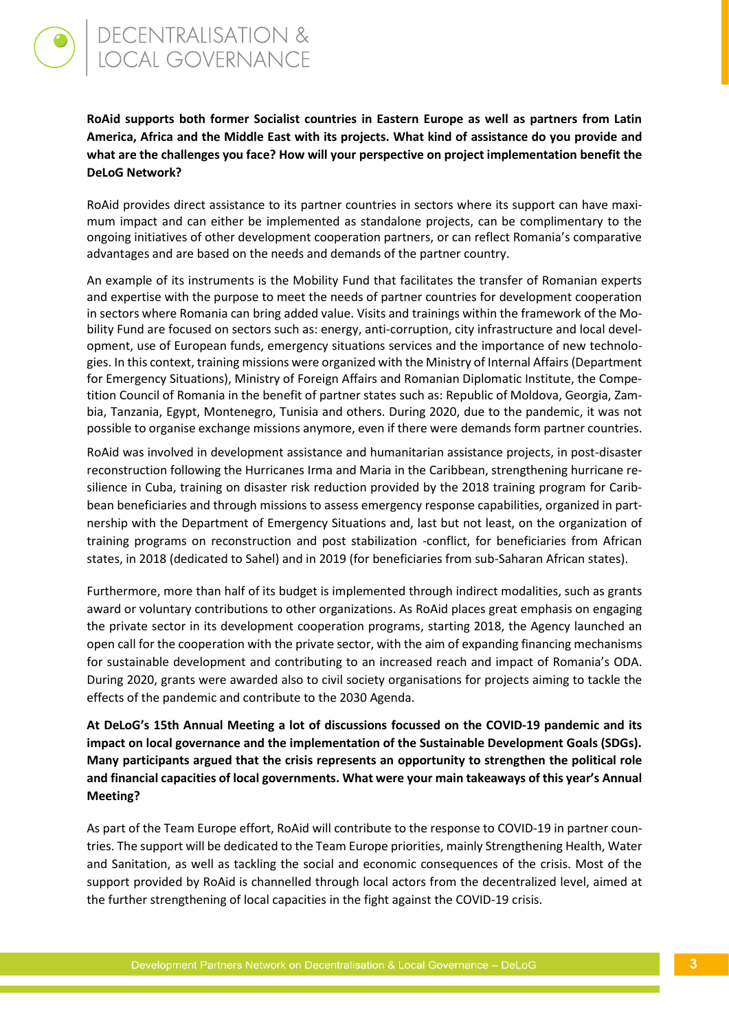**RoAid supports both former Socialist countries in Eastern Europe as well as partners from Latin America, Africa and the Middle East with its projects. What kind of assistance do you provide and what are the challenges you face? How will your perspective on project implementation benefit the DeLoG Network?**

RoAid provides direct assistance to its partner countries in sectors where its support can have maximum impact and can either be implemented as standalone projects, can be complimentary to the ongoing initiatives of other development cooperation partners, or can reflect Romania's comparative advantages and are based on the needs and demands of the partner country.

An example of its instruments is the Mobility Fund that facilitates the transfer of Romanian experts and expertise with the purpose to meet the needs of partner countries for development cooperation in sectors where Romania can bring added value. Visits and trainings within the framework of the Mobility Fund are focused on sectors such as: energy, anti-corruption, city infrastructure and local development, use of European funds, emergency situations services and the importance of new technologies. In this context, training missions were organized with the Ministry of Internal Affairs (Department for Emergency Situations), Ministry of Foreign Affairs and Romanian Diplomatic Institute, the Competition Council of Romania in the benefit of partner states such as: Republic of Moldova, Georgia, Zambia, Tanzania, Egypt, Montenegro, Tunisia and others. During 2020, due to the pandemic, it was not possible to organise exchange missions anymore, even if there were demands form partner countries.

RoAid was involved in development assistance and humanitarian assistance projects, in post-disaster reconstruction following the Hurricanes Irma and Maria in the Caribbean, strengthening hurricane resilience in Cuba, training on disaster risk reduction provided by the 2018 training program for Caribbean beneficiaries and through missions to assess emergency response capabilities, organized in partnership with the Department of Emergency Situations and, last but not least, on the organization of training programs on reconstruction and post stabilization -conflict, for beneficiaries from African states, in 2018 (dedicated to Sahel) and in 2019 (for beneficiaries from sub-Saharan African states).

Furthermore, more than half of its budget is implemented through indirect modalities, such as grants award or voluntary contributions to other organizations. As RoAid places great emphasis on engaging the private sector in its development cooperation programs, starting 2018, the Agency launched an open call for the cooperation with the private sector, with the aim of expanding financing mechanisms for sustainable development and contributing to an increased reach and impact of Romania's ODA. During 2020, grants were awarded also to civil society organisations for projects aiming to tackle the effects of the pandemic and contribute to the 2030 Agenda.

**At DeLoG's 15th Annual Meeting a lot of discussions focussed on the COVID-19 pandemic and its impact on local governance and the implementation of the Sustainable Development Goals (SDGs). Many participants argued that the crisis represents an opportunity to strengthen the political role and financial capacities of local governments. What were your main takeaways of this year's Annual Meeting?**

As part of the Team Europe effort, RoAid will contribute to the response to COVID-19 in partner countries. The support will be dedicated to the Team Europe priorities, mainly Strengthening Health, Water and Sanitation, as well as tackling the social and economic consequences of the crisis. Most of the support provided by RoAid is channelled through local actors from the decentralized level, aimed at the further strengthening of local capacities in the fight against the COVID-19 crisis.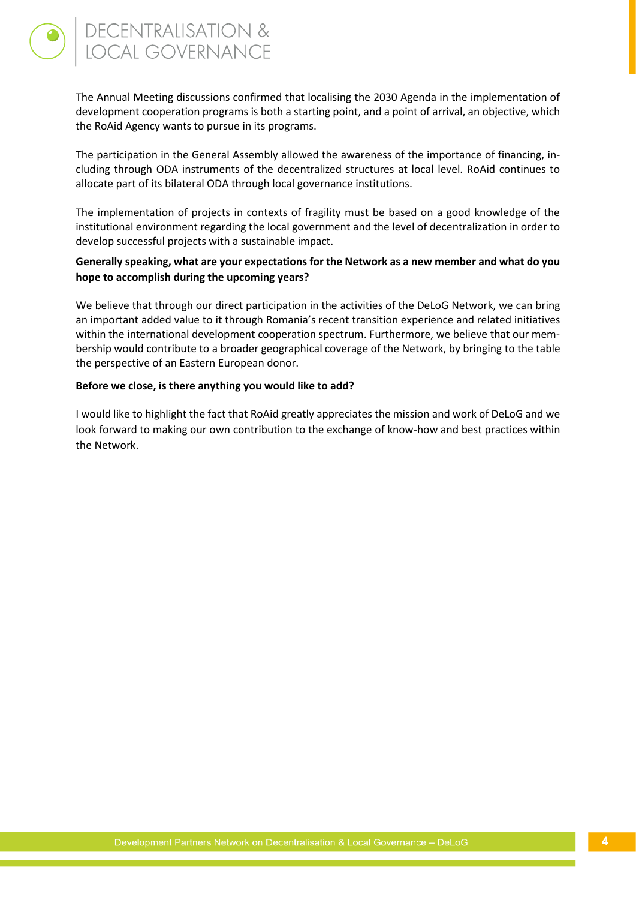The Annual Meeting discussions confirmed that localising the 2030 Agenda in the implementation of development cooperation programs is both a starting point, and a point of arrival, an objective, which the RoAid Agency wants to pursue in its programs.

The participation in the General Assembly allowed the awareness of the importance of financing, including through ODA instruments of the decentralized structures at local level. RoAid continues to allocate part of its bilateral ODA through local governance institutions.

The implementation of projects in contexts of fragility must be based on a good knowledge of the institutional environment regarding the local government and the level of decentralization in order to develop successful projects with a sustainable impact.

**Generally speaking, what are your expectations for the Network as a new member and what do you hope to accomplish during the upcoming years?**

We believe that through our direct participation in the activities of the DeLoG Network, we can bring an important added value to it through Romania's recent transition experience and related initiatives within the international development cooperation spectrum. Furthermore, we believe that our membership would contribute to a broader geographical coverage of the Network, by bringing to the table the perspective of an Eastern European donor.

**Before we close, is there anything you would like to add?**

I would like to highlight the fact that RoAid greatly appreciates the mission and work of DeLoG and we look forward to making our own contribution to the exchange of know-how and best practices within the Network.